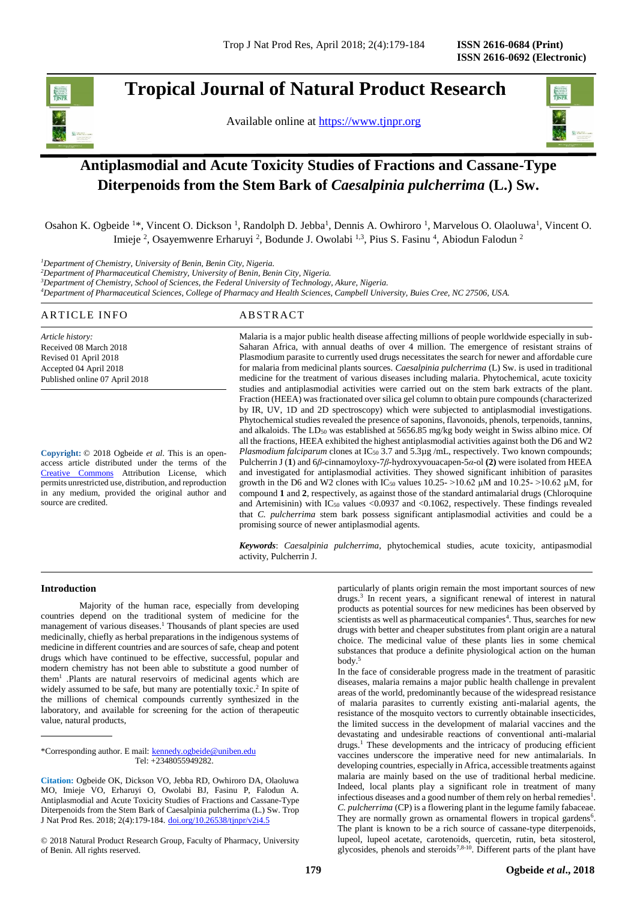# Tropical Journal of Natural Product Research

Available online at https://www.tjnpr.org

ISSN 2616-0684 (Print)
ISSN 2616-0692 (Electronic)

## Antiplasmodial and Acute Toxicity Studies of Fractions and Cassane-Type Diterpenoids from the Stem Bark of *Caesalpinia pulcherrima* (L.) Sw.

Osahon K. Ogbeide [1]*, Vincent O. Dickson [1], Randolph D. Jebba[1], Dennis A. Owhiroro [1], Marvelous O. Olaoluwa[1], Vincent O. Imieje [2], Osayemwenre Erharuyi [2], Bodunde J. Owolabi [1,3], Pius S. Fasinu [4], Abiodun Falodun [2]

[1]Department of Chemistry, University of Benin, Benin City, Nigeria.
[2]Department of Pharmaceutical Chemistry, University of Benin, Benin City, Nigeria.
[3]Department of Chemistry, School of Sciences, the Federal University of Technology, Akure, Nigeria.
[4]Department of Pharmaceutical Sciences, College of Pharmacy and Health Sciences, Campbell University, Buies Cree, NC 27506, USA.

### ARTICLE INFO

*Article history:*
Received 08 March 2018
Revised 01 April 2018
Accepted 04 April 2018
Published online 07 April 2018

**Copyright:** © 2018 Ogbeide *et al*. This is an open-access article distributed under the terms of the Creative Commons Attribution License, which permits unrestricted use, distribution, and reproduction in any medium, provided the original author and source are credited.

### ABSTRACT

Malaria is a major public health disease affecting millions of people worldwide especially in sub-Saharan Africa, with annual deaths of over 4 million. The emergence of resistant strains of Plasmodium parasite to currently used drugs necessitates the search for newer and affordable cure for malaria from medicinal plants sources. *Caesalpinia pulcherrima* (L) Sw. is used in traditional medicine for the treatment of various diseases including malaria. Phytochemical, acute toxicity studies and antiplasmodial activities were carried out on the stem bark extracts of the plant. Fraction (HEEA) was fractionated over silica gel column to obtain pure compounds (characterized by IR, UV, 1D and 2D spectroscopy) which were subjected to antiplasmodial investigations. Phytochemical studies revealed the presence of saponins, flavonoids, phenols, terpenoids, tannins, and alkaloids. The $LD_{50}$ was established at 5656.85 mg/kg body weight in Swiss albino mice. Of all the fractions, HEEA exhibited the highest antiplasmodial activities against both the D6 and W2 *Plasmodium falciparum* clones at $IC_{50}$ 3.7 and 5.3µg /mL, respectively. Two known compounds; Pulcherrin J (**1**) and 6*β*-cinnamoyloxy-7*β*-hydroxyvouacapen-5*α*-ol **(2)** were isolated from HEEA and investigated for antiplasmodial activities. They showed significant inhibition of parasites growth in the D6 and W2 clones with $IC_{50}$ values 10.25- >10.62 µM and 10.25- >10.62 µM, for compound **1** and **2**, respectively, as against those of the standard antimalarial drugs (Chloroquine and Artemisinin) with $IC_{50}$ values <0.0937 and <0.1062, respectively. These findings revealed that *C. pulcherrima* stem bark possess significant antiplasmodial activities and could be a promising source of newer antiplasmodial agents.

***Keywords***: *Caesalpinia pulcherrima*, phytochemical studies, acute toxicity, antipasmodial activity, Pulcherrin J.

### Introduction

Majority of the human race, especially from developing countries depend on the traditional system of medicine for the management of various diseases.[1] Thousands of plant species are used medicinally, chiefly as herbal preparations in the indigenous systems of medicine in different countries and are sources of safe, cheap and potent drugs which have continued to be effective, successful, popular and modern chemistry has not been able to substitute a good number of them[1] .Plants are natural reservoirs of medicinal agents which are widely assumed to be safe, but many are potentially toxic.[2] In spite of the millions of chemical compounds currently synthesized in the laboratory, and available for screening for the action of therapeutic value, natural products, particularly of plants origin remain the most important sources of new drugs.[3] In recent years, a significant renewal of interest in natural products as potential sources for new medicines has been observed by scientists as well as pharmaceutical companies[4]. Thus, searches for new drugs with better and cheaper substitutes from plant origin are a natural choice. The medicinal value of these plants lies in some chemical substances that produce a definite physiological action on the human body.[5]

In the face of considerable progress made in the treatment of parasitic diseases, malaria remains a major public health challenge in prevalent areas of the world, predominantly because of the widespread resistance of malaria parasites to currently existing anti-malarial agents, the resistance of the mosquito vectors to currently obtainable insecticides, the limited success in the development of malarial vaccines and the devastating and undesirable reactions of conventional anti-malarial drugs.[1] These developments and the intricacy of producing efficient vaccines underscore the imperative need for new antimalarials. In developing countries, especially in Africa, accessible treatments against malaria are mainly based on the use of traditional herbal medicine. Indeed, local plants play a significant role in treatment of many infectious diseases and a good number of them rely on herbal remedies[1]. *C. pulcherrima* (CP) is a flowering plant in the legume family fabaceae. They are normally grown as ornamental flowers in tropical gardens[6]. The plant is known to be a rich source of cassane-type diterpenoids, lupeol, lupeol acetate, carotenoids, quercetin, rutin, beta sitosterol, glycosides, phenols and steroids[7,8-10]. Different parts of the plant have

---

*Corresponding author. E mail: kennedy.ogbeide@uniben.edu
Tel: +2348055949282.

**Citation:** Ogbeide OK, Dickson VO, Jebba RD, Owhiroro DA, Olaoluwa MO, Imieje VO, Erharuyi O, Owolabi BJ, Fasinu P, Falodun A. Antiplasmodial and Acute Toxicity Studies of Fractions and Cassane-Type Diterpenoids from the Stem Bark of Caesalpinia pulcherrima (L.) Sw. Trop J Nat Prod Res. 2018; 2(4):179-184. doi.org/10.26538/tjnpr/v2i4.5

© 2018 Natural Product Research Group, Faculty of Pharmacy, University of Benin. All rights reserved.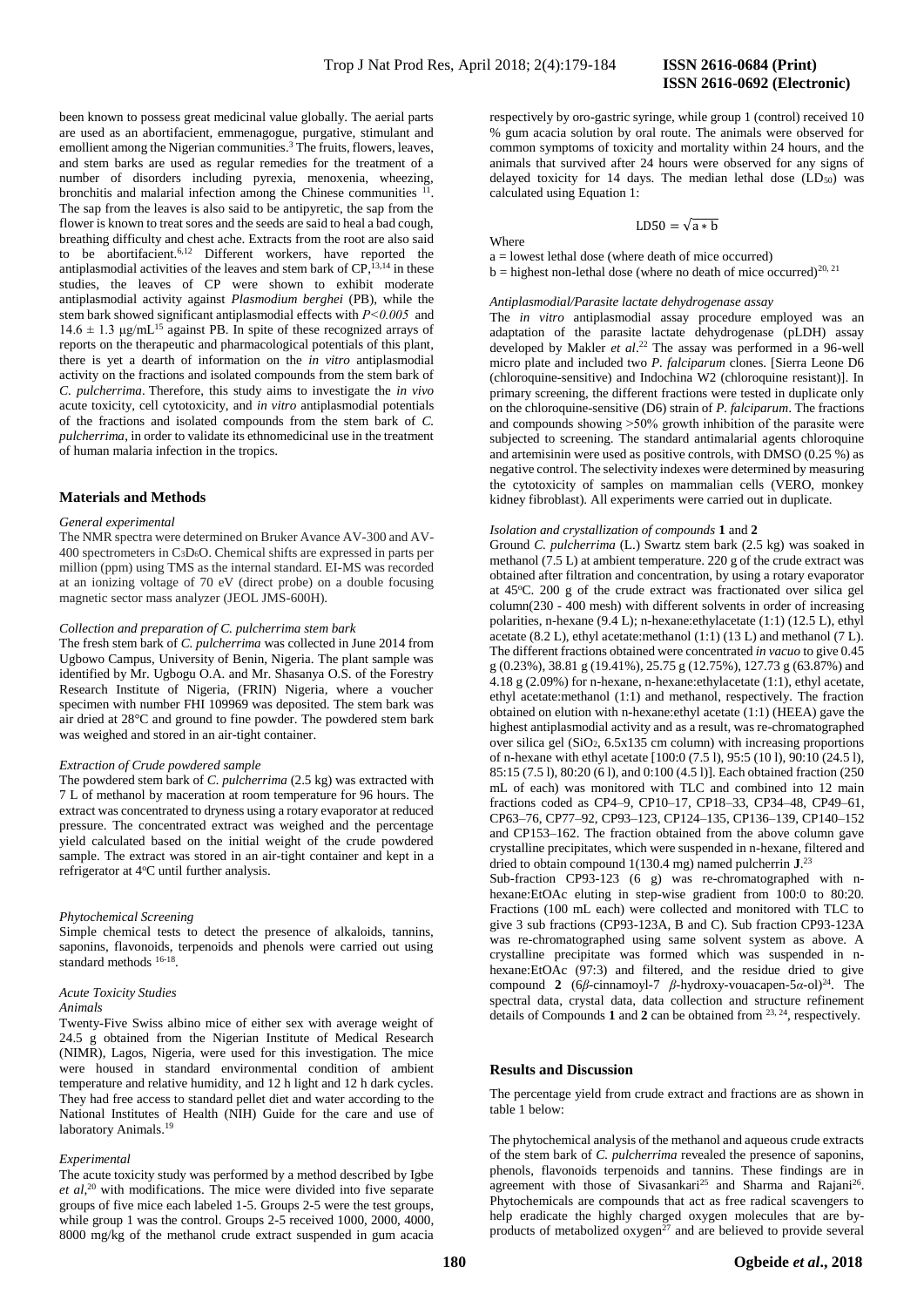been known to possess great medicinal value globally. The aerial parts are used as an abortifacient, emmenagogue, purgative, stimulant and emollient among the Nigerian communities.[3] The fruits, flowers, leaves, and stem barks are used as regular remedies for the treatment of a number of disorders including pyrexia, menoxenia, wheezing, bronchitis and malarial infection among the Chinese communities [11]. The sap from the leaves is also said to be antipyretic, the sap from the flower is known to treat sores and the seeds are said to heal a bad cough, breathing difficulty and chest ache. Extracts from the root are also said to be abortifacient.[6,12] Different workers, have reported the antiplasmodial activities of the leaves and stem bark of CP,[13,14] in these studies, the leaves of CP were shown to exhibit moderate antiplasmodial activity against *Plasmodium berghei* (PB), while the stem bark showed significant antiplasmodial effects with $P<0.005$ and $14.6 \pm 1.3$ μg/mL[15] against PB. In spite of these recognized arrays of reports on the therapeutic and pharmacological potentials of this plant, there is yet a dearth of information on the *in vitro* antiplasmodial activity on the fractions and isolated compounds from the stem bark of *C. pulcherrima*. Therefore, this study aims to investigate the *in vivo* acute toxicity, cell cytotoxicity, and *in vitro* antiplasmodial potentials of the fractions and isolated compounds from the stem bark of *C. pulcherrima*, in order to validate its ethnomedicinal use in the treatment of human malaria infection in the tropics.

## Materials and Methods

### *General experimental*

The NMR spectra were determined on Bruker Avance AV-300 and AV-400 spectrometers in $C_3D_6O$. Chemical shifts are expressed in parts per million (ppm) using TMS as the internal standard. EI-MS was recorded at an ionizing voltage of 70 eV (direct probe) on a double focusing magnetic sector mass analyzer (JEOL JMS-600H).

### *Collection and preparation of C. pulcherrima stem bark*

The fresh stem bark of *C. pulcherrima* was collected in June 2014 from Ugbowo Campus, University of Benin, Nigeria. The plant sample was identified by Mr. Ugbogu O.A. and Mr. Shasanya O.S. of the Forestry Research Institute of Nigeria, (FRIN) Nigeria, where a voucher specimen with number FHI 109969 was deposited. The stem bark was air dried at 28°C and ground to fine powder. The powdered stem bark was weighed and stored in an air-tight container.

### *Extraction of Crude powdered sample*

The powdered stem bark of *C. pulcherrima* (2.5 kg) was extracted with 7 L of methanol by maceration at room temperature for 96 hours. The extract was concentrated to dryness using a rotary evaporator at reduced pressure. The concentrated extract was weighed and the percentage yield calculated based on the initial weight of the crude powdered sample. The extract was stored in an air-tight container and kept in a refrigerator at 4°C until further analysis.

### *Phytochemical Screening*

Simple chemical tests to detect the presence of alkaloids, tannins, saponins, flavonoids, terpenoids and phenols were carried out using standard methods [16-18].

### *Acute Toxicity Studies*

#### *Animals*

Twenty-Five Swiss albino mice of either sex with average weight of 24.5 g obtained from the Nigerian Institute of Medical Research (NIMR), Lagos, Nigeria, were used for this investigation. The mice were housed in standard environmental condition of ambient temperature and relative humidity, and 12 h light and 12 h dark cycles. They had free access to standard pellet diet and water according to the National Institutes of Health (NIH) Guide for the care and use of laboratory Animals.[19]

#### *Experimental*

The acute toxicity study was performed by a method described by Igbe *et al*,[20] with modifications. The mice were divided into five separate groups of five mice each labeled 1-5. Groups 2-5 were the test groups, while group 1 was the control. Groups 2-5 received 1000, 2000, 4000, 8000 mg/kg of the methanol crude extract suspended in gum acacia respectively by oro-gastric syringe, while group 1 (control) received 10 % gum acacia solution by oral route. The animals were observed for common symptoms of toxicity and mortality within 24 hours, and the animals that survived after 24 hours were observed for any signs of delayed toxicity for 14 days. The median lethal dose ($LD_{50}$) was calculated using Equation 1:

$$LD50 = \sqrt{a * b}$$

Where

a = lowest lethal dose (where death of mice occurred)

b = highest non-lethal dose (where no death of mice occurred)[20, 21]

### *Antiplasmodial/Parasite lactate dehydrogenase assay*

The *in vitro* antiplasmodial assay procedure employed was an adaptation of the parasite lactate dehydrogenase (pLDH) assay developed by Makler *et al*.[22] The assay was performed in a 96-well micro plate and included two *P. falciparum* clones. [Sierra Leone D6 (chloroquine-sensitive) and Indochina W2 (chloroquine resistant)]. In primary screening, the different fractions were tested in duplicate only on the chloroquine-sensitive (D6) strain of *P. falciparum*. The fractions and compounds showing >50% growth inhibition of the parasite were subjected to screening. The standard antimalarial agents chloroquine and artemisinin were used as positive controls, with DMSO (0.25 %) as negative control. The selectivity indexes were determined by measuring the cytotoxicity of samples on mammalian cells (VERO, monkey kidney fibroblast). All experiments were carried out in duplicate.

### *Isolation and crystallization of compounds* **1** and **2**

Ground *C. pulcherrima* (L.) Swartz stem bark (2.5 kg) was soaked in methanol (7.5 L) at ambient temperature. 220 g of the crude extract was obtained after filtration and concentration, by using a rotary evaporator at 45°C. 200 g of the crude extract was fractionated over silica gel column(230 - 400 mesh) with different solvents in order of increasing polarities, n-hexane (9.4 L); n-hexane:ethylacetate (1:1) (12.5 L), ethyl acetate (8.2 L), ethyl acetate:methanol (1:1) (13 L) and methanol (7 L). The different fractions obtained were concentrated *in vacuo* to give 0.45 g (0.23%), 38.81 g (19.41%), 25.75 g (12.75%), 127.73 g (63.87%) and 4.18 g (2.09%) for n-hexane, n-hexane:ethylacetate (1:1), ethyl acetate, ethyl acetate:methanol (1:1) and methanol, respectively. The fraction obtained on elution with n-hexane:ethyl acetate (1:1) (HEEA) gave the highest antiplasmodial activity and as a result, was re-chromatographed over silica gel ($SiO_2$, 6.5x135 cm column) with increasing proportions of n-hexane with ethyl acetate [100:0 (7.5 l), 95:5 (10 l), 90:10 (24.5 l), 85:15 (7.5 l), 80:20 (6 l), and 0:100 (4.5 l)]. Each obtained fraction (250 mL of each) was monitored with TLC and combined into 12 main fractions coded as CP4–9, CP10–17, CP18–33, CP34–48, CP49–61, CP63–76, CP77–92, CP93–123, CP124–135, CP136–139, CP140–152 and CP153–162. The fraction obtained from the above column gave crystalline precipitates, which were suspended in n-hexane, filtered and dried to obtain compound 1(130.4 mg) named pulcherrin **J**.[23]

Sub-fraction CP93-123 (6 g) was re-chromatographed with n-hexane:EtOAc eluting in step-wise gradient from 100:0 to 80:20. Fractions (100 mL each) were collected and monitored with TLC to give 3 sub fractions (CP93-123A, B and C). Sub fraction CP93-123A was re-chromatographed using same solvent system as above. A crystalline precipitate was formed which was suspended in n-hexane:EtOAc (97:3) and filtered, and the residue dried to give compound **2** (6*β*-cinnamoyl-7 *β*-hydroxy-vouacapen-5*α*-ol)[24]. The spectral data, crystal data, data collection and structure refinement details of Compounds **1** and **2** can be obtained from [23, 24], respectively.

## Results and Discussion

The percentage yield from crude extract and fractions are as shown in table 1 below:

The phytochemical analysis of the methanol and aqueous crude extracts of the stem bark of *C. pulcherrima* revealed the presence of saponins, phenols, flavonoids terpenoids and tannins. These findings are in agreement with those of Sivasankari[25] and Sharma and Rajani[26]. Phytochemicals are compounds that act as free radical scavengers to help eradicate the highly charged oxygen molecules that are by-products of metabolized oxygen[27] and are believed to provide several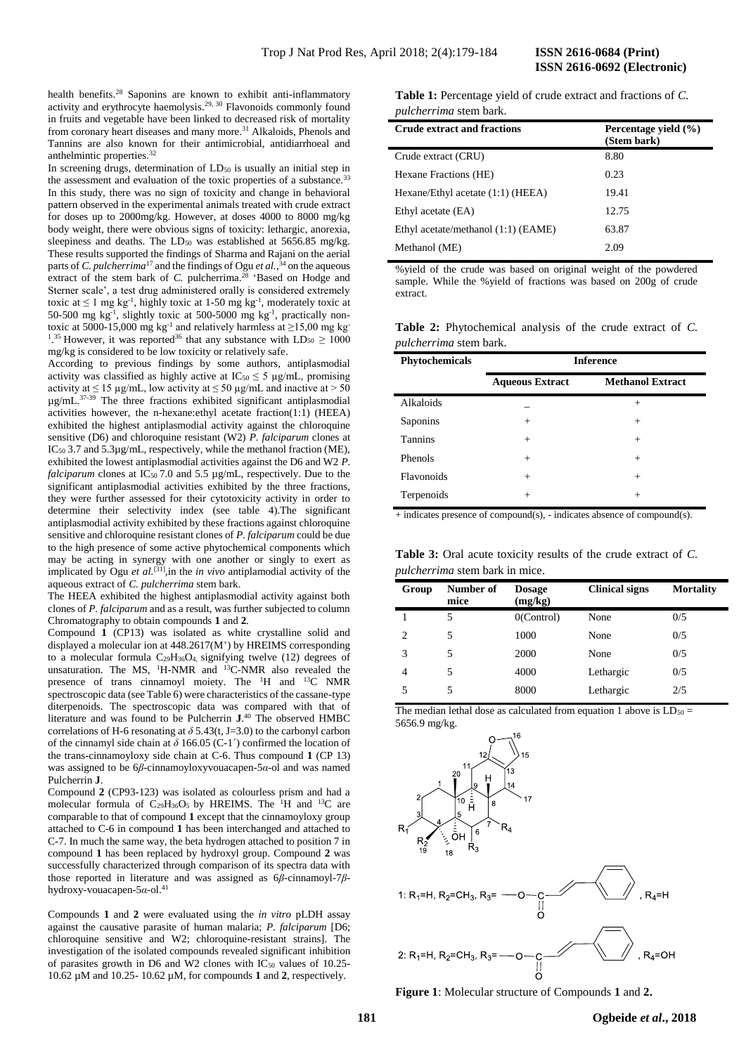health benefits.[28] Saponins are known to exhibit anti-inflammatory activity and erythrocyte haemolysis.[29, 30] Flavonoids commonly found in fruits and vegetable have been linked to decreased risk of mortality from coronary heart diseases and many more.[31] Alkaloids, Phenols and Tannins are also known for their antimicrobial, antidiarrhoeal and anthelmintic properties.[32]

In screening drugs, determination of $LD_{50}$ is usually an initial step in the assessment and evaluation of the toxic properties of a substance.[33] In this study, there was no sign of toxicity and change in behavioral pattern observed in the experimental animals treated with crude extract for doses up to 2000mg/kg. However, at doses 4000 to 8000 mg/kg body weight, there were obvious signs of toxicity: lethargic, anorexia, sleepiness and deaths. The $LD_{50}$ was established at 5656.85 mg/kg. These results supported the findings of Sharma and Rajani on the aerial parts of *C. pulcherrima*[17] and the findings of Ogu *et al.*,[34] on the aqueous extract of the stem bark of *C.* pulcherrima.[28] 'Based on Hodge and Sterner scale', a test drug administered orally is considered extremely toxic at ≤ 1 mg $kg^{-1}$, highly toxic at 1-50 mg $kg^{-1}$, moderately toxic at 50-500 mg $kg^{-1}$, slightly toxic at 500-5000 mg $kg^{-1}$, practically non-toxic at 5000-15,000 mg $kg^{-1}$ and relatively harmless at ≥15,00 mg $kg^{-1}$.[35] However, it was reported[36] that any substance with $LD_{50}$ ≥ 1000 mg/kg is considered to be low toxicity or relatively safe.

According to previous findings by some authors, antiplasmodial activity was classified as highly active at $IC_{50}$ ≤ 5 μg/mL, promising activity at ≤ 15 μg/mL, low activity at ≤ 50 μg/mL and inactive at > 50 μg/mL.[37-39] The three fractions exhibited significant antiplasmodial activities however, the n-hexane:ethyl acetate fraction(1:1) (HEEA) exhibited the highest antiplasmodial activity against the chloroquine sensitive (D6) and chloroquine resistant (W2) *P. falciparum* clones at $IC_{50}$ 3.7 and 5.3μg/mL, respectively, while the methanol fraction (ME), exhibited the lowest antiplasmodial activities against the D6 and W2 *P. falciparum* clones at $IC_{50}$ 7.0 and 5.5 μg/mL, respectively. Due to the significant antiplasmodial activities exhibited by the three fractions, they were further assessed for their cytotoxicity activity in order to determine their selectivity index (see table 4).The significant antiplasmodial activity exhibited by these fractions against chloroquine sensitive and chloroquine resistant clones of *P. falciparum* could be due to the high presence of some active phytochemical components which may be acting in synergy with one another or singly to exert as implicated by Ogu *et al.*[31],in the *in vivo* antiplasmodial activity of the aqueous extract of *C. pulcherrima* stem bark.

The HEEA exhibited the highest antiplasmodial activity against both clones of *P. falciparum* and as a result, was further subjected to column Chromatography to obtain compounds **1** and **2**.

Compound **1** (CP13) was isolated as white crystalline solid and displayed a molecular ion at 448.2617($M^+$) by HREIMS corresponding to a molecular formula $C_{29}H_{36}O_4$, signifying twelve (12) degrees of unsaturation. The MS, $^1$H-NMR and $^{13}$C-NMR also revealed the presence of trans cinnamoyl moiety. The $^1$H and $^{13}$C NMR spectroscopic data (see Table 6) were characteristics of the cassane-type diterpenoids. The spectroscopic data was compared with that of literature and was found to be Pulcherrin **J**.[40] The observed HMBC correlations of H-6 resonating at $\delta$ 5.43(t, J=3.0) to the carbonyl carbon of the cinnamyl side chain at $\delta$ 166.05 (C-1´) confirmed the location of the trans-cinnamoyloxy side chain at C-6. Thus compound **1** (CP 13) was assigned to be 6*β*-cinnamoyloxyvouacapen-5*α*-ol and was named Pulcherrin **J**.

Compound **2** (CP93-123) was isolated as colourless prism and had a molecular formula of $C_{29}H_{36}O_5$ by HREIMS. The $^1$H and $^{13}$C are comparable to that of compound **1** except that the cinnamoyloxy group attached to C-6 in compound **1** has been interchanged and attached to C-7. In much the same way, the beta hydrogen attached to position 7 in compound **1** has been replaced by hydroxyl group. Compound **2** was successfully characterized through comparison of its spectra data with those reported in literature and was assigned as 6*β*-cinnamoyl-7*β*-hydroxy-vouacapen-5*α*-ol.[41]

Compounds **1** and **2** were evaluated using the *in vitro* pLDH assay against the causative parasite of human malaria; *P. falciparum* [D6; chloroquine sensitive and W2; chloroquine-resistant strains]. The investigation of the isolated compounds revealed significant inhibition of parasites growth in D6 and W2 clones with $IC_{50}$ values of 10.25-10.62 μM and 10.25- 10.62 μM, for compounds **1** and **2**, respectively.

**Table 1:** Percentage yield of crude extract and fractions of *C. pulcherrima* stem bark.

| Crude extract and fractions | Percentage yield (%) (Stem bark) |
|---|---|
| Crude extract (CRU) | 8.80 |
| Hexane Fractions (HE) | 0.23 |
| Hexane/Ethyl acetate (1:1) (HEEA) | 19.41 |
| Ethyl acetate (EA) | 12.75 |
| Ethyl acetate/methanol (1:1) (EAME) | 63.87 |
| Methanol (ME) | 2.09 |

%yield of the crude was based on original weight of the powdered sample. While the %yield of fractions was based on 200g of crude extract.

**Table 2:** Phytochemical analysis of the crude extract of *C. pulcherrima* stem bark.

| Phytochemicals | Inference | |
|---|---|---|
| | Aqueous Extract | Methanol Extract |
| Alkaloids | – | + |
| Saponins | + | + |
| Tannins | + | + |
| Phenols | + | + |
| Flavonoids | + | + |
| Terpenoids | + | + |

+ indicates presence of compound(s), - indicates absence of compound(s).

**Table 3:** Oral acute toxicity results of the crude extract of *C. pulcherrima* stem bark in mice.

| Group | Number of mice | Dosage (mg/kg) | Clinical signs | Mortality |
|---|---|---|---|---|
| 1 | 5 | 0(Control) | None | 0/5 |
| 2 | 5 | 1000 | None | 0/5 |
| 3 | 5 | 2000 | None | 0/5 |
| 4 | 5 | 4000 | Lethargic | 0/5 |
| 5 | 5 | 8000 | Lethargic | 2/5 |

The median lethal dose as calculated from equation 1 above is $LD_{50}$ = 5656.9 mg/kg.

1: $R_1$=H, $R_2$=$CH_3$, $R_3$= —O—C(=O)—CH=CH—$C_6H_5$, $R_4$=H

2: $R_1$=H, $R_2$=$CH_3$, $R_3$= —O—C(=O)—CH=CH—$C_6H_5$, $R_4$=OH

**Figure 1**: Molecular structure of Compounds **1** and **2.**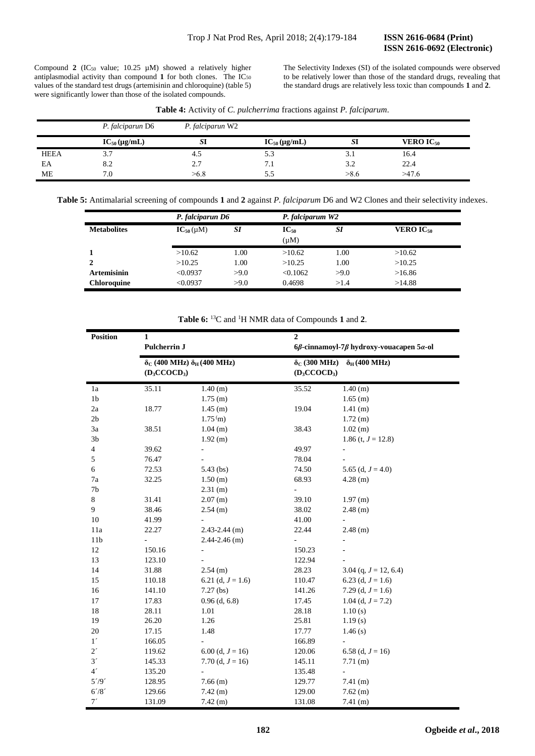Compound **2** ($IC_{50}$ value; 10.25 µM) showed a relatively higher antiplasmodial activity than compound **1** for both clones. The $IC_{50}$ values of the standard test drugs (artemisinin and chloroquine) (table 5) were significantly lower than those of the isolated compounds.

The Selectivity Indexes (SI) of the isolated compounds were observed to be relatively lower than those of the standard drugs, revealing that the standard drugs are relatively less toxic than compounds **1** and **2**.

**Table 4:** Activity of *C. pulcherrima* fractions against *P. falciparum*.

| | *P. falciparun* D6 | | *P. falciparun* W2 | | |
|---|---|---|---|---|---|
| | **$IC_{50}$ (µg/mL)** | ***SI*** | **$IC_{50}$ (µg/mL)** | ***SI*** | **VERO $IC_{50}$** |
| HEEA | 3.7 | 4.5 | 5.3 | 3.1 | 16.4 |
| EA | 8.2 | 2.7 | 7.1 | 3.2 | 22.4 |
| ME | 7.0 | >6.8 | 5.5 | >8.6 | >47.6 |

**Table 5:** Antimalarial screening of compounds **1** and **2** against *P. falciparum* D6 and W2 Clones and their selectivity indexes.

| | ***P. falciparun D6*** | | ***P. falciparum W2*** | | |
|---|---|---|---|---|---|
| **Metabolites** | **$IC_{50}$ (µM)** | ***SI*** | **$IC_{50}$ (µM)** | ***SI*** | **VERO $IC_{50}$** |
| **1** | >10.62 | 1.00 | >10.62 | 1.00 | >10.62 |
| **2** | >10.25 | 1.00 | >10.25 | 1.00 | >10.25 |
| **Artemisinin** | <0.0937 | >9.0 | <0.1062 | >9.0 | >16.86 |
| **Chloroquine** | <0.0937 | >9.0 | 0.4698 | >1.4 | >14.88 |

**Table 6:** $^{13}$C and $^{1}$H NMR data of Compounds **1** and **2**.

| **Position** | **1** **Pulcherrin J** | | **2** **6*β*-cinnamoyl-7*β* hydroxy-vouacapen 5*α*-ol** | |
|---|---|---|---|---|
| | **$\delta_C$ (400 MHz)** **($D_3CCOCD_3$)** | **$\delta_H$ (400 MHz)** | **$\delta_C$ (300 MHz)** **($D_3CCOCD_3$)** | **$\delta_H$ (400 MHz)** |
| 1a | 35.11 | 1.40 (m) | 35.52 | 1.40 (m) |
| 1b | | 1.75 (m) | | 1.65 (m) |
| 2a | 18.77 | 1.45 (m) | 19.04 | 1.41 (m) |
| 2b | | 1.75 (m) | | 1.72 (m) |
| 3a | 38.51 | 1.04 (m) | 38.43 | 1.02 (m) |
| 3b | | 1.92 (m) | | 1.86 (t, *J* = 12.8) |
| 4 | 39.62 | - | 49.97 | - |
| 5 | 76.47 | - | 78.04 | - |
| 6 | 72.53 | 5.43 (bs) | 74.50 | 5.65 (d, *J* = 4.0) |
| 7a | 32.25 | 1.50 (m) | 68.93 | 4.28 (m) |
| 7b | | 2.31 (m) | - | |
| 8 | 31.41 | 2.07 (m) | 39.10 | 1.97 (m) |
| 9 | 38.46 | 2.54 (m) | 38.02 | 2.48 (m) |
| 10 | 41.99 | - | 41.00 | - |
| 11a | 22.27 | 2.43-2.44 (m) | 22.44 | 2.48 (m) |
| 11b | - | 2.44-2.46 (m) | - | - |
| 12 | 150.16 | - | 150.23 | - |
| 13 | 123.10 | - | 122.94 | - |
| 14 | 31.88 | 2.54 (m) | 28.23 | 3.04 (q, *J* = 12, 6.4) |
| 15 | 110.18 | 6.21 (d, *J* = 1.6) | 110.47 | 6.23 (d, *J* = 1.6) |
| 16 | 141.10 | 7.27 (bs) | 141.26 | 7.29 (d, *J* = 1.6) |
| 17 | 17.83 | 0.96 (d, 6.8) | 17.45 | 1.04 (d, *J* = 7.2) |
| 18 | 28.11 | 1.01 | 28.18 | 1.10 (s) |
| 19 | 26.20 | 1.26 | 25.81 | 1.19 (s) |
| 20 | 17.15 | 1.48 | 17.77 | 1.46 (s) |
| 1′ | 166.05 | - | 166.89 | - |
| 2′ | 119.62 | 6.00 (d, *J* = 16) | 120.06 | 6.58 (d, *J* = 16) |
| 3′ | 145.33 | 7.70 (d, *J* = 16) | 145.11 | 7.71 (m) |
| 4′ | 135.20 | - | 135.48 | - |
| 5′/9′ | 128.95 | 7.66 (m) | 129.77 | 7.41 (m) |
| 6′/8′ | 129.66 | 7.42 (m) | 129.00 | 7.62 (m) |
| 7′ | 131.09 | 7.42 (m) | 131.08 | 7.41 (m) |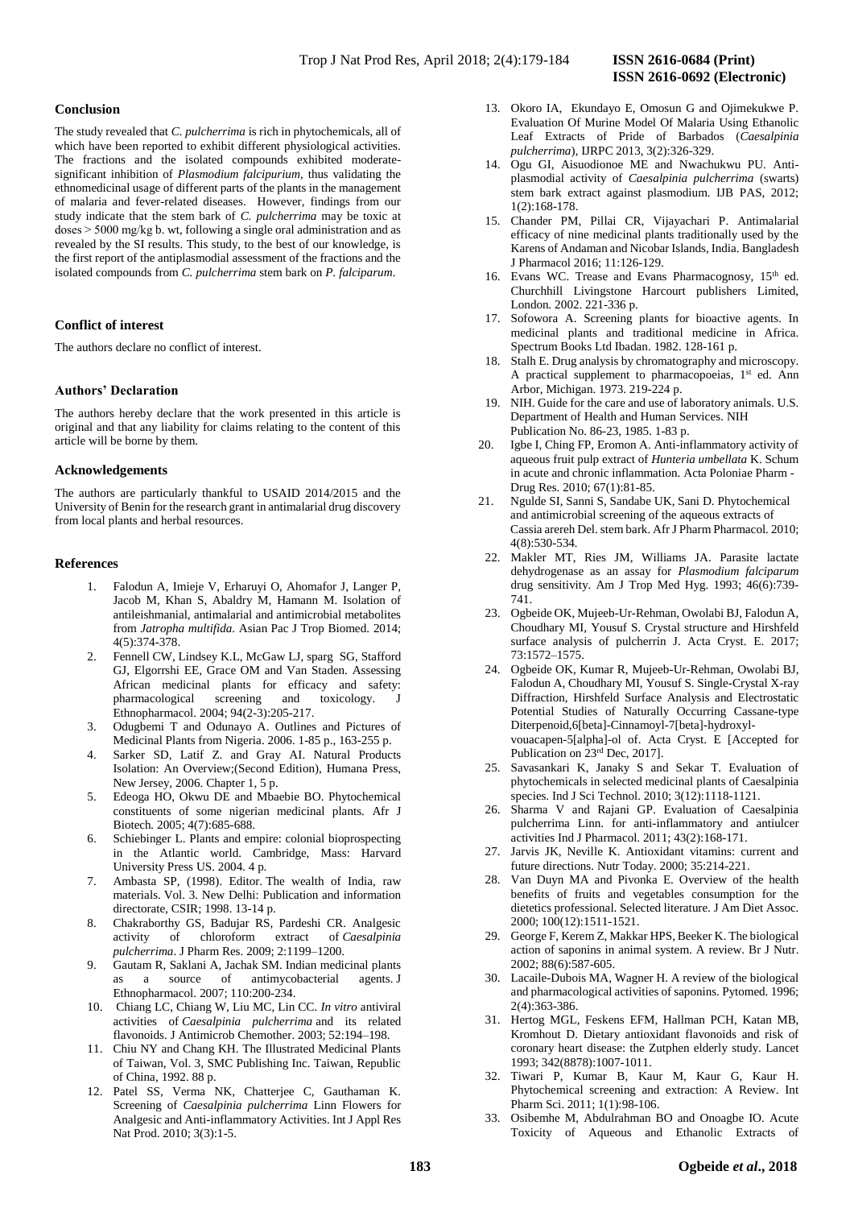### Conclusion

The study revealed that *C. pulcherrima* is rich in phytochemicals, all of which have been reported to exhibit different physiological activities. The fractions and the isolated compounds exhibited moderate-significant inhibition of *Plasmodium falcipurium*, thus validating the ethnomedicinal usage of different parts of the plants in the management of malaria and fever-related diseases. However, findings from our study indicate that the stem bark of *C. pulcherrima* may be toxic at doses > 5000 mg/kg b. wt, following a single oral administration and as revealed by the SI results. This study, to the best of our knowledge, is the first report of the antiplasmodial assessment of the fractions and the isolated compounds from *C. pulcherrima* stem bark on *P. falciparum*.

### Conflict of interest

The authors declare no conflict of interest.

### Authors' Declaration

The authors hereby declare that the work presented in this article is original and that any liability for claims relating to the content of this article will be borne by them.

### Acknowledgements

The authors are particularly thankful to USAID 2014/2015 and the University of Benin for the research grant in antimalarial drug discovery from local plants and herbal resources.

### References

1. Falodun A, Imieje V, Erharuyi O, Ahomafor J, Langer P, Jacob M, Khan S, Abaldry M, Hamann M. Isolation of antileishmanial, antimalarial and antimicrobial metabolites from *Jatropha multifida*. Asian Pac J Trop Biomed. 2014; 4(5):374-378.
2. Fennell CW, Lindsey K.L, McGaw LJ, sparg SG, Stafford GJ, Elgorrshi EE, Grace OM and Van Staden. Assessing African medicinal plants for efficacy and safety: pharmacological screening and toxicology. J Ethnopharmacol. 2004; 94(2-3):205-217.
3. Odugbemi T and Odunayo A. Outlines and Pictures of Medicinal Plants from Nigeria. 2006. 1-85 p., 163-255 p.
4. Sarker SD, Latif Z. and Gray AI. Natural Products Isolation: An Overview;(Second Edition), Humana Press, New Jersey, 2006. Chapter 1, 5 p.
5. Edeoga HO, Okwu DE and Mbaebie BO. Phytochemical constituents of some nigerian medicinal plants. Afr J Biotech. 2005; 4(7):685-688.
6. Schiebinger L. Plants and empire: colonial bioprospecting in the Atlantic world. Cambridge, Mass: Harvard University Press US. 2004. 4 p.
7. Ambasta SP, (1998). Editor. The wealth of India, raw materials. Vol. 3. New Delhi: Publication and information directorate, CSIR; 1998. 13-14 p.
8. Chakraborthy GS, Badujar RS, Pardeshi CR. Analgesic activity of chloroform extract of *Caesalpinia pulcherrima*. J Pharm Res. 2009; 2:1199–1200.
9. Gautam R, Saklani A, Jachak SM. Indian medicinal plants as a source of antimycobacterial agents. J Ethnopharmacol. 2007; 110:200-234.
10. Chiang LC, Chiang W, Liu MC, Lin CC. *In vitro* antiviral activities of *Caesalpinia pulcherrima* and its related flavonoids. J Antimicrob Chemother. 2003; 52:194–198.
11. Chiu NY and Chang KH. The Illustrated Medicinal Plants of Taiwan, Vol. 3, SMC Publishing Inc. Taiwan, Republic of China, 1992. 88 p.
12. Patel SS, Verma NK, Chatterjee C, Gauthaman K. Screening of *Caesalpinia pulcherrima* Linn Flowers for Analgesic and Anti-inflammatory Activities. Int J Appl Res Nat Prod. 2010; 3(3):1-5.
13. Okoro IA, Ekundayo E, Omosun G and Ojimekukwe P. Evaluation Of Murine Model Of Malaria Using Ethanolic Leaf Extracts of Pride of Barbados (*Caesalpinia pulcherrima*), IJRPC 2013, 3(2):326-329.
14. Ogu GI, Aisuodionoe ME and Nwachukwu PU. Anti-plasmodial activity of *Caesalpinia pulcherrima* (swarts) stem bark extract against plasmodium. IJB PAS, 2012; 1(2):168-178.
15. Chander PM, Pillai CR, Vijayachari P. Antimalarial efficacy of nine medicinal plants traditionally used by the Karens of Andaman and Nicobar Islands, India. Bangladesh J Pharmacol 2016; 11:126-129.
16. Evans WC. Trease and Evans Pharmacognosy, 15th ed. Churchhill Livingstone Harcourt publishers Limited, London. 2002. 221-336 p.
17. Sofowora A. Screening plants for bioactive agents. In medicinal plants and traditional medicine in Africa. Spectrum Books Ltd Ibadan. 1982. 128-161 p.
18. Stalh E. Drug analysis by chromatography and microscopy. A practical supplement to pharmacopoeias, 1st ed. Ann Arbor, Michigan. 1973. 219-224 p.
19. NIH. Guide for the care and use of laboratory animals. U.S. Department of Health and Human Services. NIH Publication No. 86-23, 1985. 1-83 p.
20. Igbe I, Ching FP, Eromon A. Anti-inflammatory activity of aqueous fruit pulp extract of *Hunteria umbellata* K. Schum in acute and chronic inflammation. Acta Poloniae Pharm - Drug Res. 2010; 67(1):81-85.
21. Ngulde SI, Sanni S, Sandabe UK, Sani D. Phytochemical and antimicrobial screening of the aqueous extracts of Cassia arereh Del. stem bark. Afr J Pharm Pharmacol. 2010; 4(8):530-534.
22. Makler MT, Ries JM, Williams JA. Parasite lactate dehydrogenase as an assay for *Plasmodium falciparum* drug sensitivity. Am J Trop Med Hyg. 1993; 46(6):739-741.
23. Ogbeide OK, Mujeeb-Ur-Rehman, Owolabi BJ, Falodun A, Choudhary MI, Yousuf S. Crystal structure and Hirshfeld surface analysis of pulcherrin J. Acta Cryst. E. 2017; 73:1572–1575.
24. Ogbeide OK, Kumar R, Mujeeb-Ur-Rehman, Owolabi BJ, Falodun A, Choudhary MI, Yousuf S. Single-Crystal X-ray Diffraction, Hirshfeld Surface Analysis and Electrostatic Potential Studies of Naturally Occurring Cassane-type Diterpenoid,6[beta]-Cinnamoyl-7[beta]-hydroxyl-vouacapen-5[alpha]-ol of. Acta Cryst. E [Accepted for Publication on 23rd Dec, 2017].
25. Savasankari K, Janaky S and Sekar T. Evaluation of phytochemicals in selected medicinal plants of Caesalpinia species. Ind J Sci Technol. 2010; 3(12):1118-1121.
26. Sharma V and Rajani GP. Evaluation of Caesalpinia pulcherrima Linn. for anti-inflammatory and antiulcer activities Ind J Pharmacol. 2011; 43(2):168-171.
27. Jarvis JK, Neville K. Antioxidant vitamins: current and future directions. Nutr Today. 2000; 35:214-221.
28. Van Duyn MA and Pivonka E. Overview of the health benefits of fruits and vegetables consumption for the dietetics professional. Selected literature. J Am Diet Assoc. 2000; 100(12):1511-1521.
29. George F, Kerem Z, Makkar HPS, Beeker K. The biological action of saponins in animal system. A review. Br J Nutr. 2002; 88(6):587-605.
30. Lacaile-Dubois MA, Wagner H. A review of the biological and pharmacological activities of saponins. Pytomed. 1996; 2(4):363-386.
31. Hertog MGL, Feskens EFM, Hallman PCH, Katan MB, Kromhout D. Dietary antioxidant flavonoids and risk of coronary heart disease: the Zutphen elderly study. Lancet 1993; 342(8878):1007-1011.
32. Tiwari P, Kumar B, Kaur M, Kaur G, Kaur H. Phytochemical screening and extraction: A Review. Int Pharm Sci. 2011; 1(1):98-106.
33. Osibemhe M, Abdulrahman BO and Onoagbe IO. Acute Toxicity of Aqueous and Ethanolic Extracts of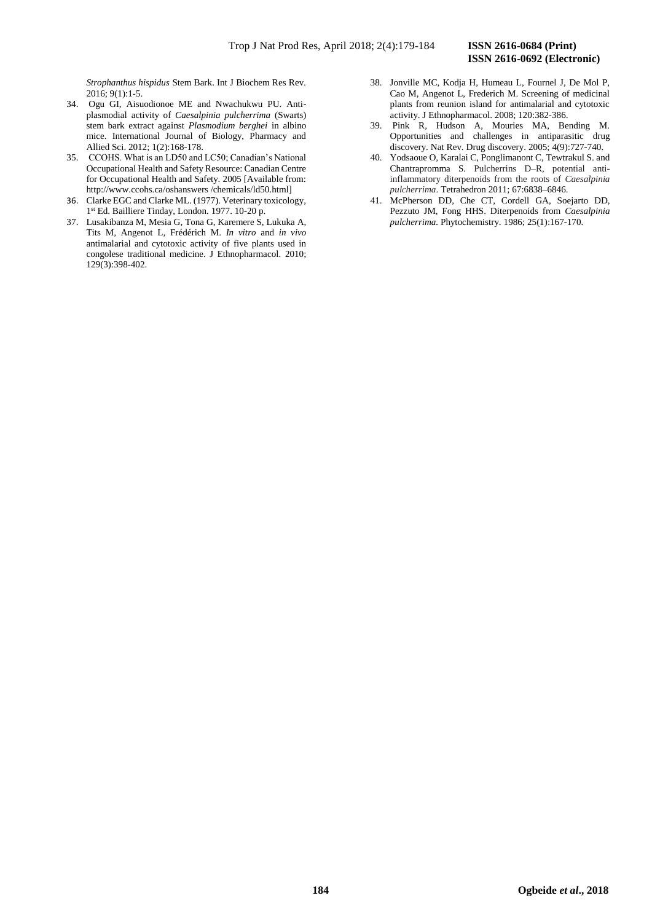*Strophanthus hispidus* Stem Bark. Int J Biochem Res Rev. 2016; 9(1):1-5.

34. Ogu GI, Aisuodionoe ME and Nwachukwu PU. Anti-plasmodial activity of *Caesalpinia pulcherrima* (Swarts) stem bark extract against *Plasmodium berghei* in albino mice. International Journal of Biology, Pharmacy and Allied Sci. 2012; 1(2):168-178.
35. CCOHS. What is an LD50 and LC50; Canadian's National Occupational Health and Safety Resource: Canadian Centre for Occupational Health and Safety. 2005 [Available from: http://www.ccohs.ca/oshanswers /chemicals/ld50.html]
36. Clarke EGC and Clarke ML. (1977). Veterinary toxicology, 1st Ed. Bailliere Tinday, London. 1977. 10-20 p.
37. Lusakibanza M, Mesia G, Tona G, Karemere S, Lukuka A, Tits M, Angenot L, Frédérich M. *In vitro* and *in vivo* antimalarial and cytotoxic activity of five plants used in congolese traditional medicine. J Ethnopharmacol. 2010; 129(3):398-402.
38. Jonville MC, Kodja H, Humeau L, Fournel J, De Mol P, Cao M, Angenot L, Frederich M. Screening of medicinal plants from reunion island for antimalarial and cytotoxic activity. J Ethnopharmacol. 2008; 120:382-386.
39. Pink R, Hudson A, Mouries MA, Bending M. Opportunities and challenges in antiparasitic drug discovery. Nat Rev. Drug discovery. 2005; 4(9):727-740.
40. Yodsaoue O, Karalai C, Ponglimanont C, Tewtrakul S. and Chantrapromma S. Pulcherrins D–R, potential anti-inflammatory diterpenoids from the roots of *Caesalpinia pulcherrima*. Tetrahedron 2011; 67:6838–6846.
41. McPherson DD, Che CT, Cordell GA, Soejarto DD, Pezzuto JM, Fong HHS. Diterpenoids from *Caesalpinia pulcherrima*. Phytochemistry. 1986; 25(1):167-170.